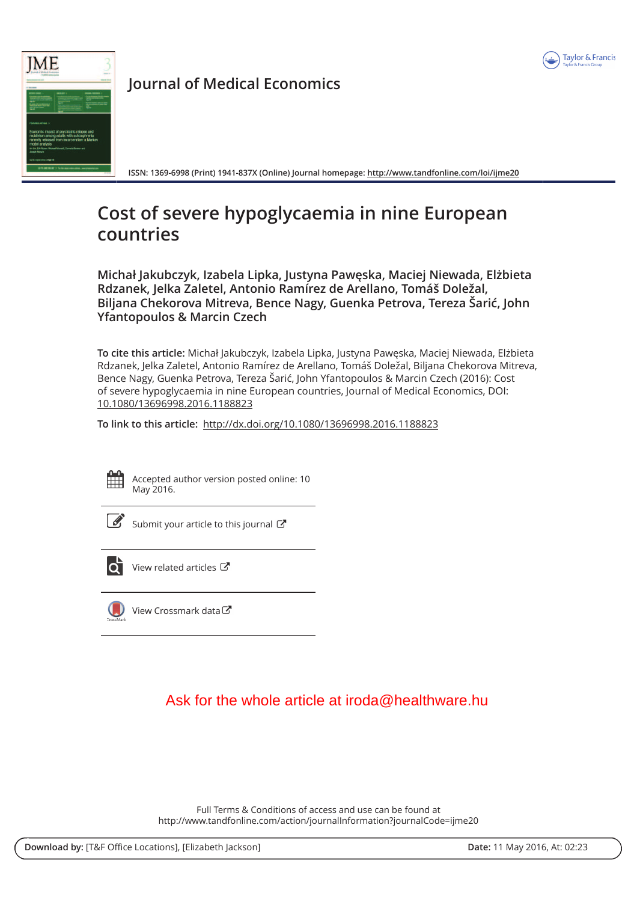# Journal of Medical Economics

ISSN: 1369-6998 (Print) 1941-837X (Online) Journal homepage: http://www.tandfonline.com/loi/ijme20

# Cost of severe hypoglycaemia in nine European countries

**Michał Jakubczyk, Izabela Lipka, Justyna Pawęska, Maciej Niewada, Elżbieta Rdzanek, Jelka Zaletel, Antonio Ramírez de Arellano, Tomáš Doležal, Biljana Chekorova Mitreva, Bence Nagy, Guenka Petrova, Tereza Šarić, John Yfantopoulos & Marcin Czech**

**To cite this article:** Michał Jakubczyk, Izabela Lipka, Justyna Pawęska, Maciej Niewada, Elżbieta Rdzanek, Jelka Zaletel, Antonio Ramírez de Arellano, Tomáš Doležal, Biljana Chekorova Mitreva, Bence Nagy, Guenka Petrova, Tereza Šarić, John Yfantopoulos & Marcin Czech (2016): Cost of severe hypoglycaemia in nine European countries, Journal of Medical Economics, DOI: 10.1080/13696998.2016.1188823

**To link to this article:** http://dx.doi.org/10.1080/13696998.2016.1188823

Accepted author version posted online: 10 May 2016.

Submit your article to this journal

View related articles

View Crossmark data

Ask for the whole article at iroda@healthware.hu

Full Terms & Conditions of access and use can be found at
http://www.tandfonline.com/action/journalInformation?journalCode=ijme20

**Download by:** [T&F Office Locations], [Elizabeth Jackson] **Date:** 11 May 2016, At: 02:23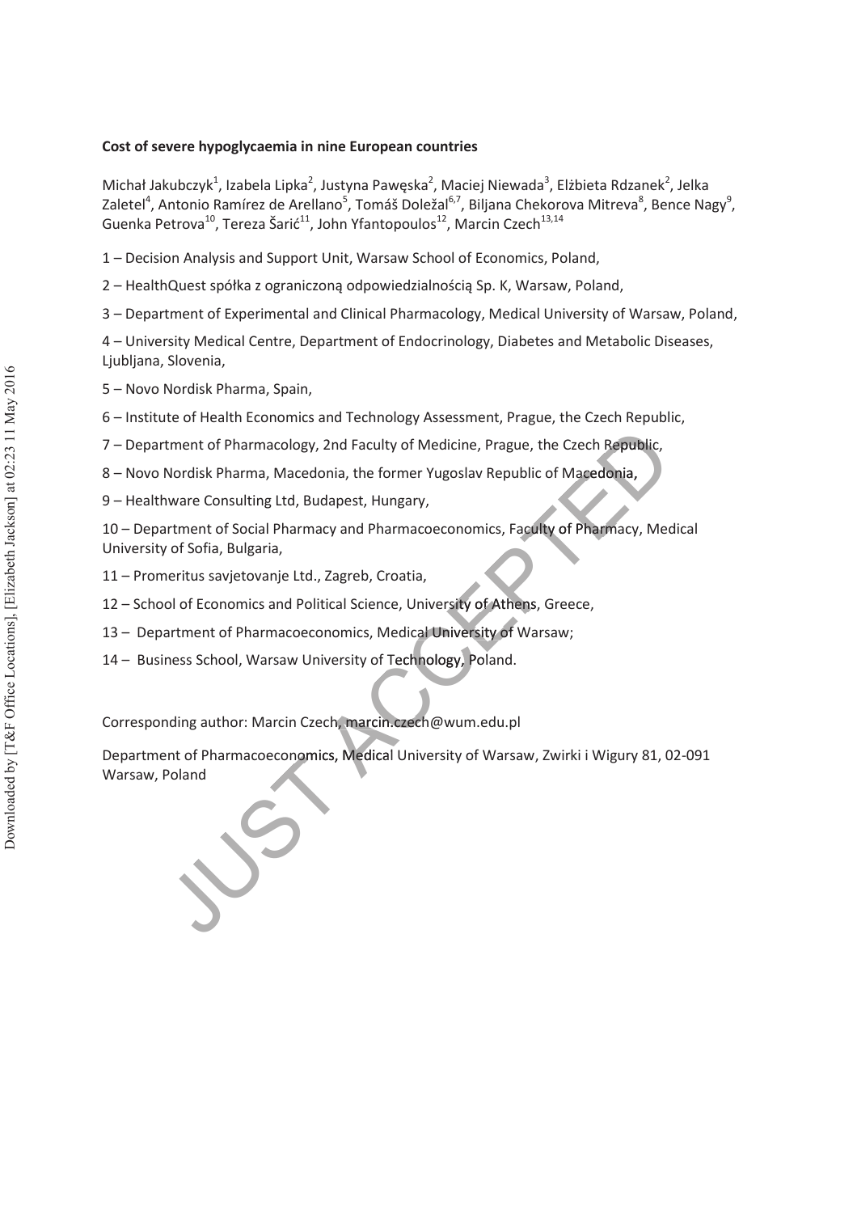**Cost of severe hypoglycaemia in nine European countries**

Michał Jakubczyk[1], Izabela Lipka[2], Justyna Pawęska[2], Maciej Niewada[3], Elżbieta Rdzanek[2], Jelka Zaletel[4], Antonio Ramírez de Arellano[5], Tomáš Doležal[6,7], Biljana Chekorova Mitreva[8], Bence Nagy[9], Guenka Petrova[10], Tereza Šarić[11], John Yfantopoulos[12], Marcin Czech[13,14]

1 – Decision Analysis and Support Unit, Warsaw School of Economics, Poland,

2 – HealthQuest spółka z ograniczoną odpowiedzialnością Sp. K, Warsaw, Poland,

3 – Department of Experimental and Clinical Pharmacology, Medical University of Warsaw, Poland,

4 – University Medical Centre, Department of Endocrinology, Diabetes and Metabolic Diseases, Ljubljana, Slovenia,

5 – Novo Nordisk Pharma, Spain,

6 – Institute of Health Economics and Technology Assessment, Prague, the Czech Republic,

7 – Department of Pharmacology, 2nd Faculty of Medicine, Prague, the Czech Republic,

8 – Novo Nordisk Pharma, Macedonia, the former Yugoslav Republic of Macedonia,

9 – Healthware Consulting Ltd, Budapest, Hungary,

10 – Department of Social Pharmacy and Pharmacoeconomics, Faculty of Pharmacy, Medical University of Sofia, Bulgaria,

11 – Promeritus savjetovanje Ltd., Zagreb, Croatia,

12 – School of Economics and Political Science, University of Athens, Greece,

13 – Department of Pharmacoeconomics, Medical University of Warsaw;

14 – Business School, Warsaw University of Technology, Poland.

Corresponding author: Marcin Czech, marcin.czech@wum.edu.pl

Department of Pharmacoeconomics, Medical University of Warsaw, Zwirki i Wigury 81, 02-091 Warsaw, Poland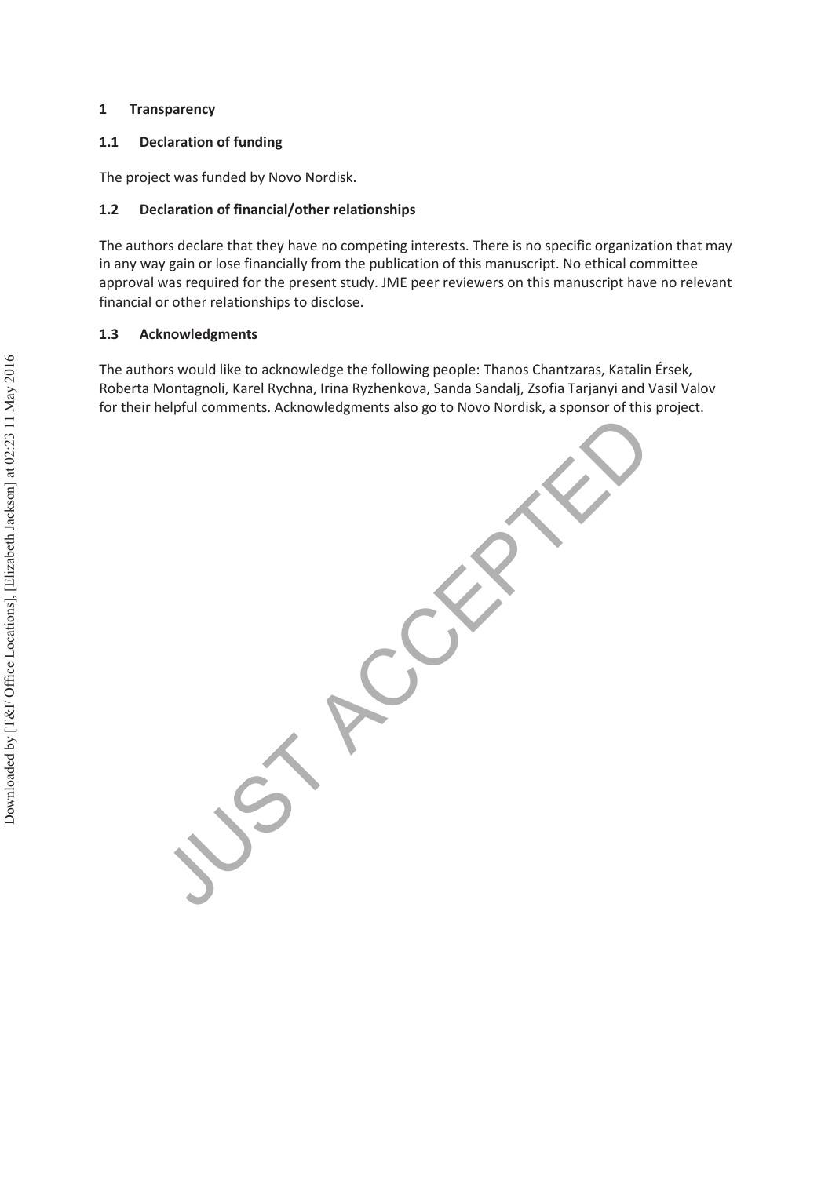# 1 Transparency

## 1.1 Declaration of funding

The project was funded by Novo Nordisk.

## 1.2 Declaration of financial/other relationships

The authors declare that they have no competing interests. There is no specific organization that may in any way gain or lose financially from the publication of this manuscript. No ethical committee approval was required for the present study. JME peer reviewers on this manuscript have no relevant financial or other relationships to disclose.

## 1.3 Acknowledgments

The authors would like to acknowledge the following people: Thanos Chantzaras, Katalin Érsek, Roberta Montagnoli, Karel Rychna, Irina Ryzhenkova, Sanda Sandalj, Zsofia Tarjanyi and Vasil Valov for their helpful comments. Acknowledgments also go to Novo Nordisk, a sponsor of this project.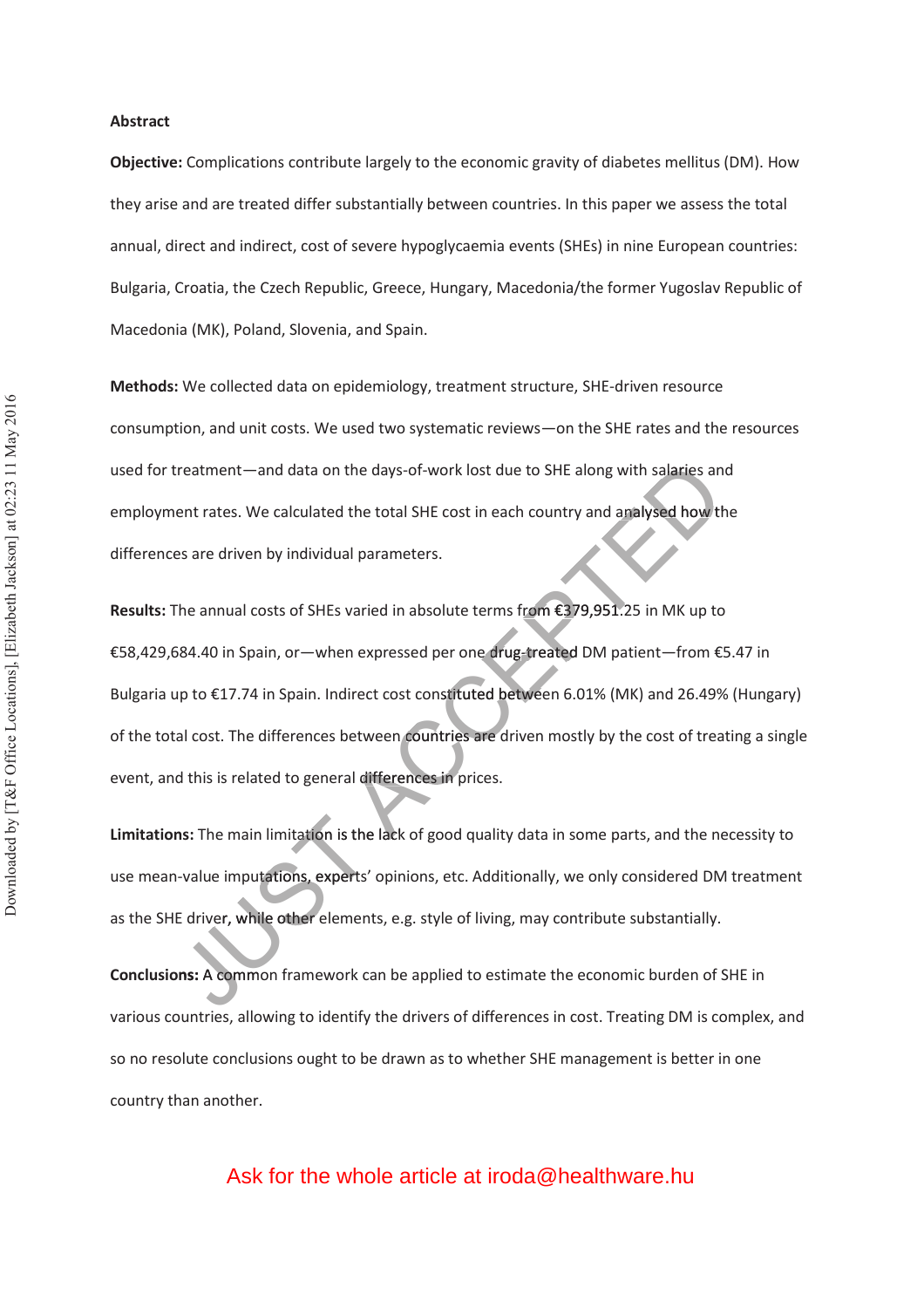**Abstract**

**Objective:** Complications contribute largely to the economic gravity of diabetes mellitus (DM). How they arise and are treated differ substantially between countries. In this paper we assess the total annual, direct and indirect, cost of severe hypoglycaemia events (SHEs) in nine European countries: Bulgaria, Croatia, the Czech Republic, Greece, Hungary, Macedonia/the former Yugoslav Republic of Macedonia (MK), Poland, Slovenia, and Spain.

**Methods:** We collected data on epidemiology, treatment structure, SHE-driven resource consumption, and unit costs. We used two systematic reviews—on the SHE rates and the resources used for treatment—and data on the days-of-work lost due to SHE along with salaries and employment rates. We calculated the total SHE cost in each country and analysed how the differences are driven by individual parameters.

**Results:** The annual costs of SHEs varied in absolute terms from €379,951.25 in MK up to €58,429,684.40 in Spain, or—when expressed per one drug-treated DM patient—from €5.47 in Bulgaria up to €17.74 in Spain. Indirect cost constituted between 6.01% (MK) and 26.49% (Hungary) of the total cost. The differences between countries are driven mostly by the cost of treating a single event, and this is related to general differences in prices.

**Limitations:** The main limitation is the lack of good quality data in some parts, and the necessity to use mean-value imputations, experts' opinions, etc. Additionally, we only considered DM treatment as the SHE driver, while other elements, e.g. style of living, may contribute substantially.

**Conclusions:** A common framework can be applied to estimate the economic burden of SHE in various countries, allowing to identify the drivers of differences in cost. Treating DM is complex, and so no resolute conclusions ought to be drawn as to whether SHE management is better in one country than another.

Ask for the whole article at iroda@healthware.hu